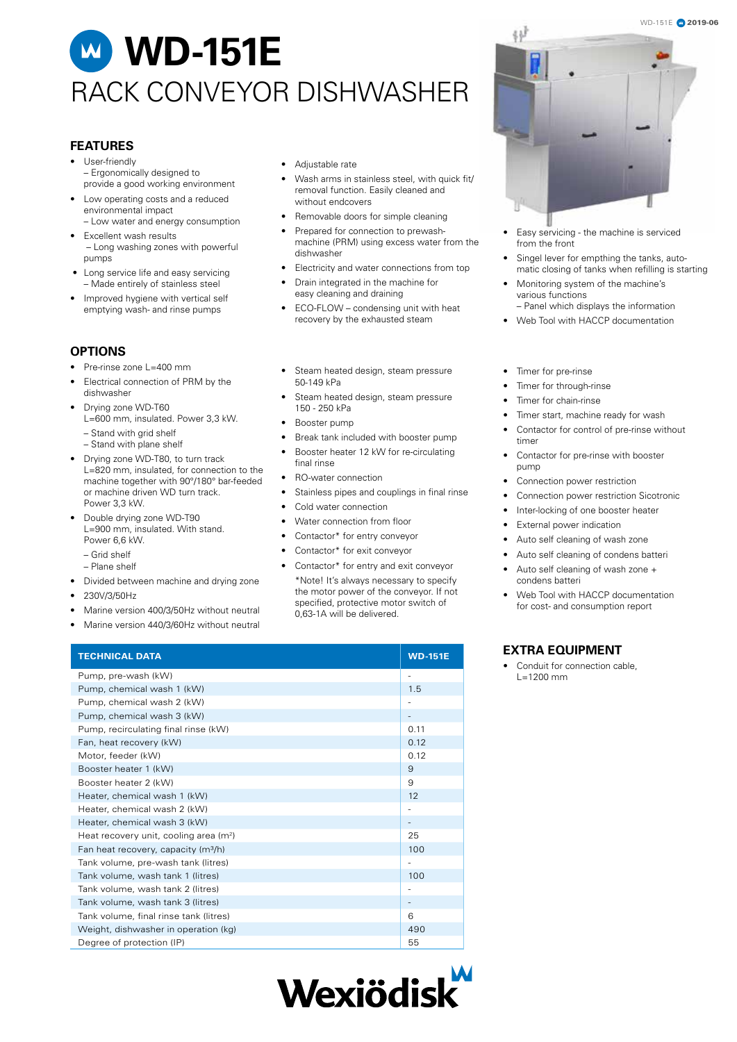// WD-151E 2019-06

# WD-151E

## RACK CONVEYOR DISHWASHER

## FEATURES

- User-friendly
  – Ergonomically designed to provide a good working environment
- Low operating costs and a reduced environmental impact
  – Low water and energy consumption
- Excellent wash results
  – Long washing zones with powerful pumps
- Long service life and easy servicing
  – Made entirely of stainless steel
- Improved hygiene with vertical self emptying wash- and rinse pumps
- Adjustable rate
- Wash arms in stainless steel, with quick fit/ removal function. Easily cleaned and without endcovers
- Removable doors for simple cleaning
- Prepared for connection to prewash-machine (PRM) using excess water from the dishwasher
- Electricity and water connections from top
- Drain integrated in the machine for easy cleaning and draining
- ECO-FLOW – condensing unit with heat recovery by the exhausted steam
- Easy servicing - the machine is serviced from the front
- Singel lever for empthing the tanks, auto-matic closing of tanks when refilling is starting
- Monitoring system of the machine's various functions
  – Panel which displays the information
- Web Tool with HACCP documentation

## OPTIONS

- Pre-rinse zone L=400 mm
- Electrical connection of PRM by the dishwasher
- Drying zone WD-T60 L=600 mm, insulated. Power 3,3 kW.
  – Stand with grid shelf
  – Stand with plane shelf
- Drying zone WD-T80, to turn track L=820 mm, insulated, for connection to the machine together with 90°/180° bar-feeded or machine driven WD turn track. Power 3,3 kW.
- Double drying zone WD-T90 L=900 mm, insulated. With stand. Power 6,6 kW.
  – Grid shelf
  – Plane shelf
- Divided between machine and drying zone
- 230V/3/50Hz
- Marine version 400/3/50Hz without neutral
- Marine version 440/3/60Hz without neutral
- Steam heated design, steam pressure 50-149 kPa
- Steam heated design, steam pressure 150 - 250 kPa
- Booster pump
- Break tank included with booster pump
- Booster heater 12 kW for re-circulating final rinse
- RO-water connection
- Stainless pipes and couplings in final rinse
- Cold water connection
- Water connection from floor
- Contactor* for entry conveyor
- Contactor* for exit conveyor
- Contactor* for entry and exit conveyor

*Note! It's always necessary to specify the motor power of the conveyor. If not specified, protective motor switch of 0,63-1A will be delivered.

- Timer for pre-rinse
- Timer for through-rinse
- Timer for chain-rinse
- Timer start, machine ready for wash
- Contactor for control of pre-rinse without timer
- Contactor for pre-rinse with booster pump
- Connection power restriction
- Connection power restriction Sicotronic
- Inter-locking of one booster heater
- External power indication
- Auto self cleaning of wash zone
- Auto self cleaning of condens batteri
- Auto self cleaning of wash zone + condens batteri
- Web Tool with HACCP documentation for cost- and consumption report

| TECHNICAL DATA | WD-151E |
|---|---|
| Pump, pre-wash (kW) | - |
| Pump, chemical wash 1 (kW) | 1.5 |
| Pump, chemical wash 2 (kW) | - |
| Pump, chemical wash 3 (kW) | - |
| Pump, recirculating final rinse (kW) | 0.11 |
| Fan, heat recovery (kW) | 0.12 |
| Motor, feeder (kW) | 0.12 |
| Booster heater 1 (kW) | 9 |
| Booster heater 2 (kW) | 9 |
| Heater, chemical wash 1 (kW) | 12 |
| Heater, chemical wash 2 (kW) | - |
| Heater, chemical wash 3 (kW) | - |
| Heat recovery unit, cooling area ($m^2$) | 25 |
| Fan heat recovery, capacity ($m^3/h$) | 100 |
| Tank volume, pre-wash tank (litres) | - |
| Tank volume, wash tank 1 (litres) | 100 |
| Tank volume, wash tank 2 (litres) | - |
| Tank volume, wash tank 3 (litres) | - |
| Tank volume, final rinse tank (litres) | 6 |
| Weight, dishwasher in operation (kg) | 490 |
| Degree of protection (IP) | 55 |

## EXTRA EQUIPMENT

- Conduit for connection cable, L=1200 mm

Wexiödisk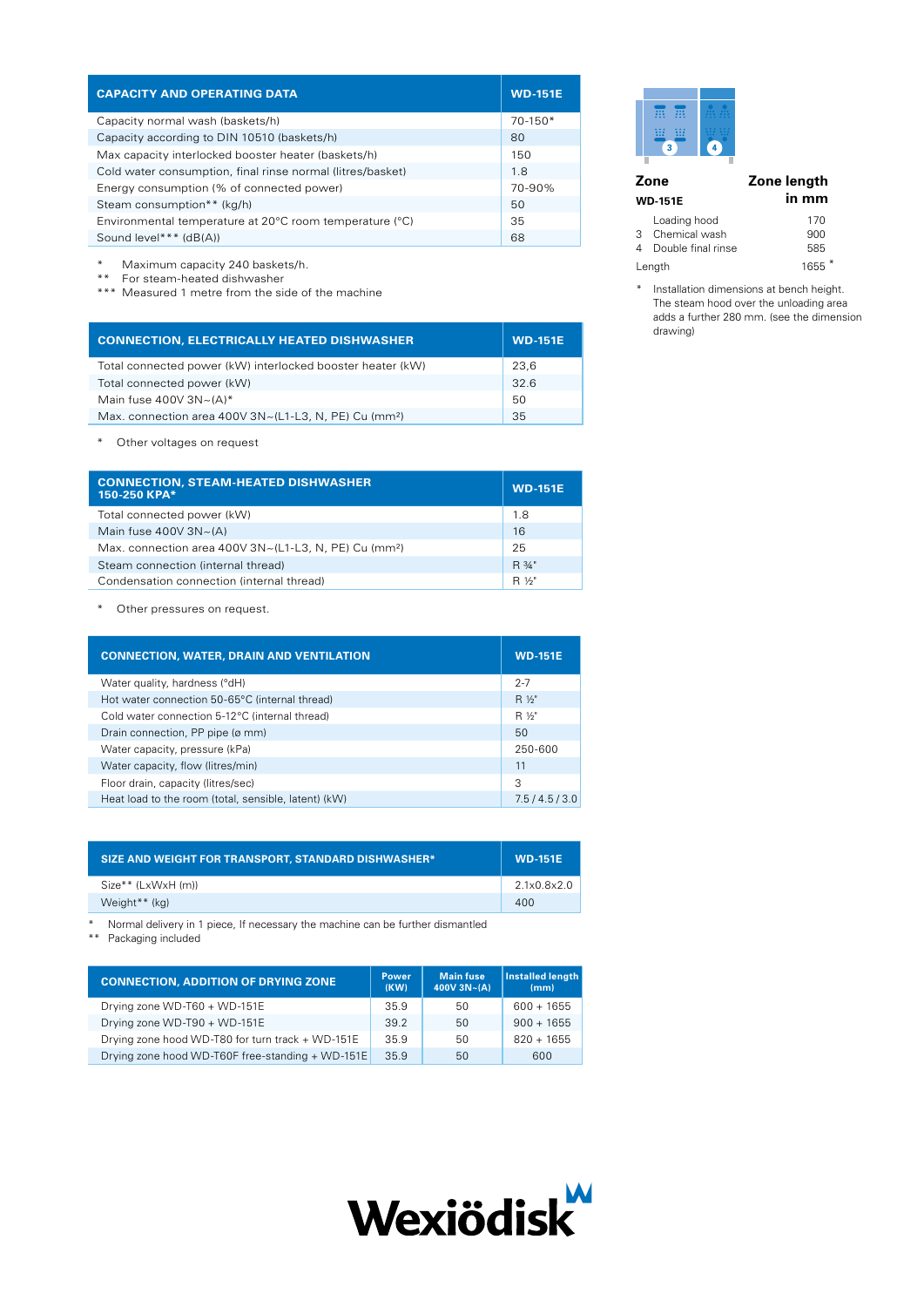| CAPACITY AND OPERATING DATA | WD-151E |
|---|---|
| Capacity normal wash (baskets/h) | 70-150* |
| Capacity according to DIN 10510 (baskets/h) | 80 |
| Max capacity interlocked booster heater (baskets/h) | 150 |
| Cold water consumption, final rinse normal (litres/basket) | 1.8 |
| Energy consumption (% of connected power) | 70-90% |
| Steam consumption** (kg/h) | 50 |
| Environmental temperature at 20°C room temperature (°C) | 35 |
| Sound level*** (dB(A)) | 68 |

\* Maximum capacity 240 baskets/h.
** For steam-heated dishwasher
*** Measured 1 metre from the side of the machine

| CONNECTION, ELECTRICALLY HEATED DISHWASHER | WD-151E |
|---|---|
| Total connected power (kW) interlocked booster heater (kW) | 23,6 |
| Total connected power (kW) | 32.6 |
| Main fuse 400V 3N~(A)* | 50 |
| Max. connection area 400V 3N~(L1-L3, N, PE) Cu (mm²) | 35 |

\* Other voltages on request

| CONNECTION, STEAM-HEATED DISHWASHER 150-250 KPA* | WD-151E |
|---|---|
| Total connected power (kW) | 1.8 |
| Main fuse 400V 3N~(A) | 16 |
| Max. connection area 400V 3N~(L1-L3, N, PE) Cu (mm²) | 25 |
| Steam connection (internal thread) | R ¾" |
| Condensation connection (internal thread) | R ½" |

\* Other pressures on request.

| CONNECTION, WATER, DRAIN AND VENTILATION | WD-151E |
|---|---|
| Water quality, hardness (°dH) | 2-7 |
| Hot water connection 50-65°C (internal thread) | R ½" |
| Cold water connection 5-12°C (internal thread) | R ½" |
| Drain connection, PP pipe (ø mm) | 50 |
| Water capacity, pressure (kPa) | 250-600 |
| Water capacity, flow (litres/min) | 11 |
| Floor drain, capacity (litres/sec) | 3 |
| Heat load to the room (total, sensible, latent) (kW) | 7.5 / 4.5 / 3.0 |

| SIZE AND WEIGHT FOR TRANSPORT, STANDARD DISHWASHER* | WD-151E |
|---|---|
| Size** (LxWxH (m)) | 2.1x0.8x2.0 |
| Weight** (kg) | 400 |

\* Normal delivery in 1 piece, If necessary the machine can be further dismantled
** Packaging included

| CONNECTION, ADDITION OF DRYING ZONE | Power (KW) | Main fuse 400V 3N~(A) | Installed length (mm) |
|---|---|---|---|
| Drying zone WD-T60 + WD-151E | 35.9 | 50 | 600 + 1655 |
| Drying zone WD-T90 + WD-151E | 39.2 | 50 | 900 + 1655 |
| Drying zone hood WD-T80 for turn track + WD-151E | 35.9 | 50 | 820 + 1655 |
| Drying zone hood WD-T60F free-standing + WD-151E | 35.9 | 50 | 600 |

| Zone | | Zone length in mm |
|---|---|---|
| **WD-151E** | | |
| | Loading hood | 170 |
| 3 | Chemical wash | 900 |
| 4 | Double final rinse | 585 |
| Length | | 1655 * |

\* Installation dimensions at bench height. The steam hood over the unloading area adds a further 280 mm. (see the dimension drawing)

Wexiödisk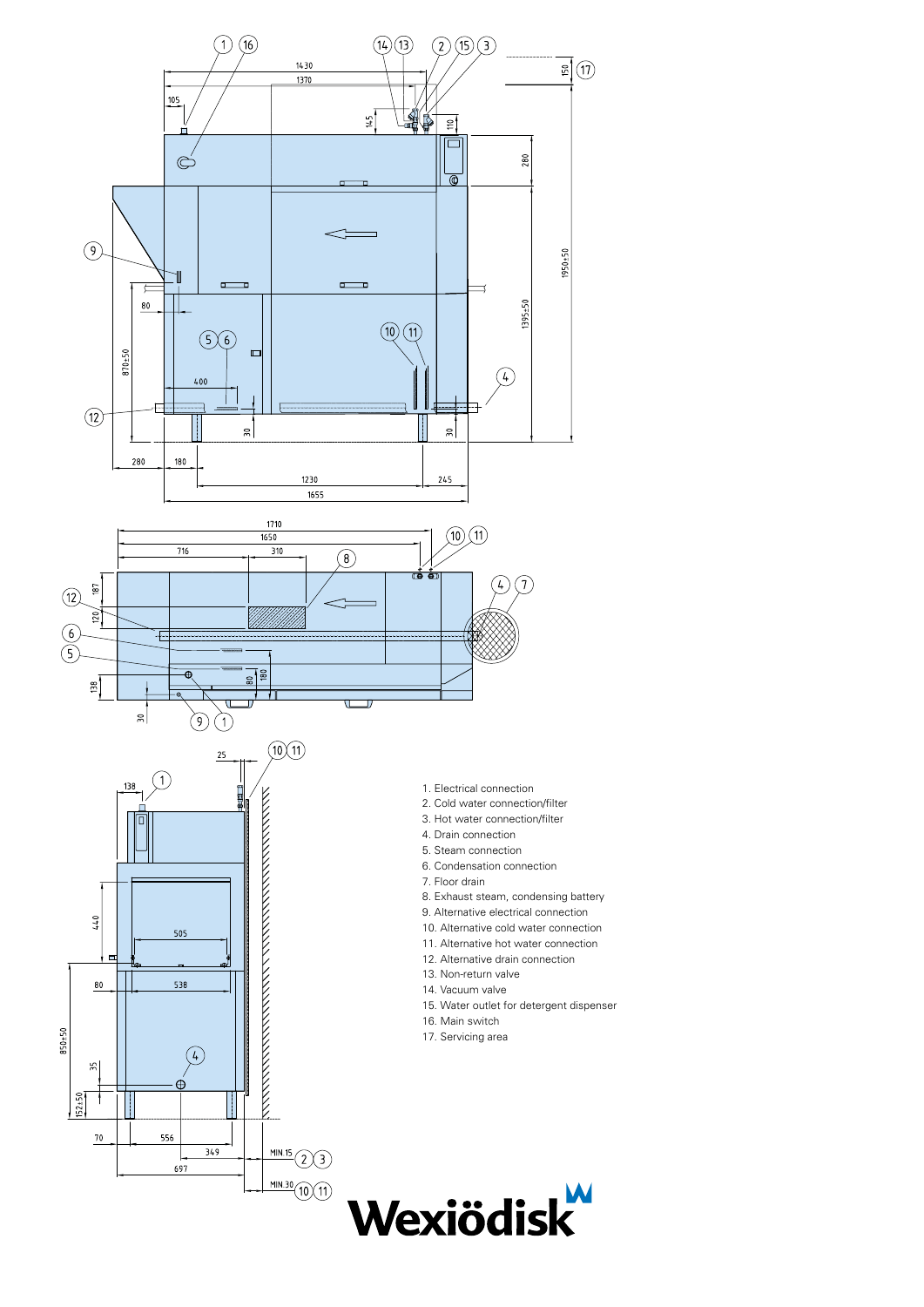1. Electrical connection
2. Cold water connection/filter
3. Hot water connection/filter
4. Drain connection
5. Steam connection
6. Condensation connection
7. Floor drain
8. Exhaust steam, condensing battery
9. Alternative electrical connection
10. Alternative cold water connection
11. Alternative hot water connection
12. Alternative drain connection
13. Non-return valve
14. Vacuum valve
15. Water outlet for detergent dispenser
16. Main switch
17. Servicing area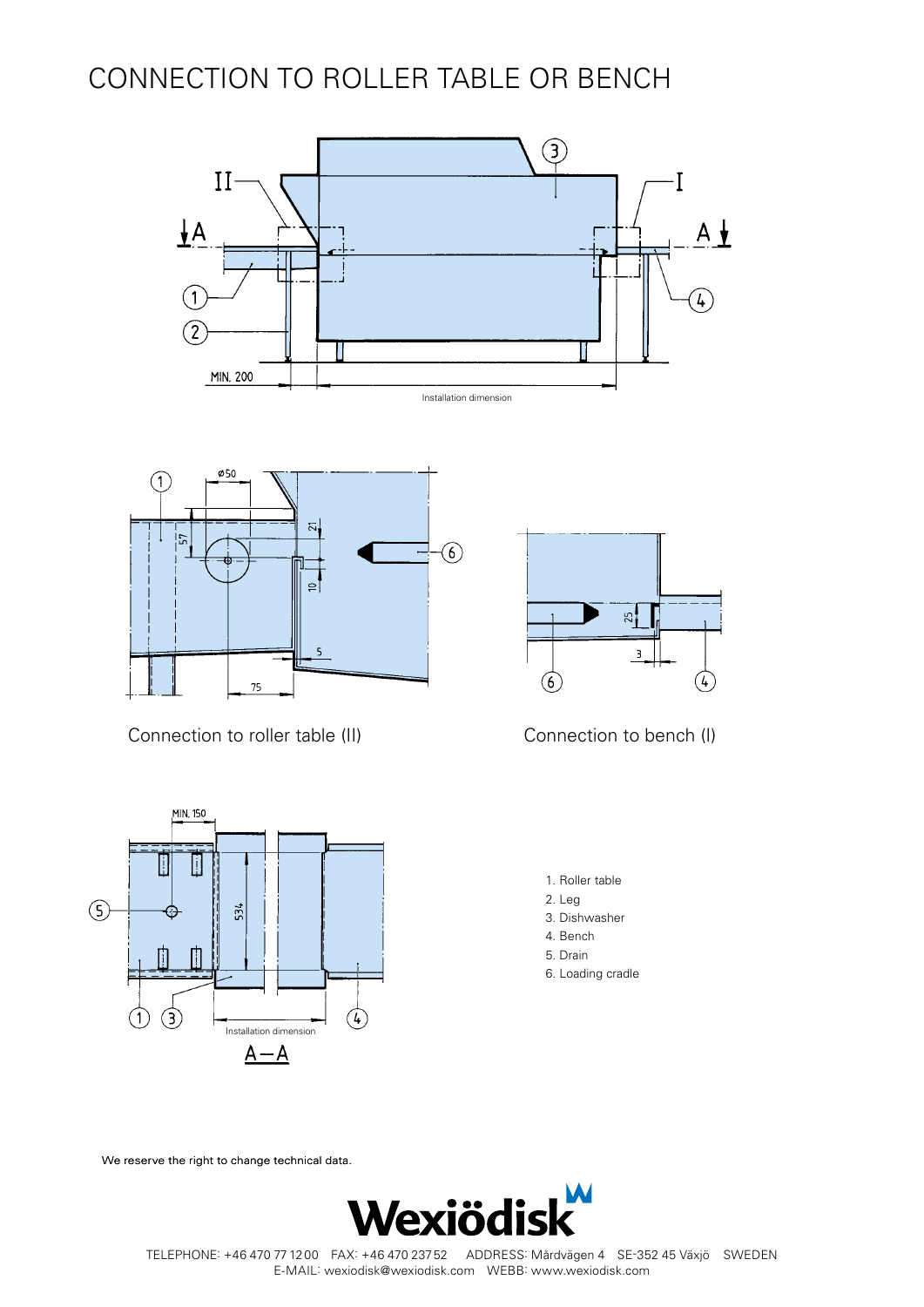# CONNECTION TO ROLLER TABLE OR BENCH

II
I
A
A
3
1
4
2
MIN. 200
Installation dimension

1
ø50
57
21
10
5
75
6

Connection to roller table (II)

25
3
6
4

Connection to bench (I)

MIN. 150
5
534
1
3
4
Installation dimension
A–A

1. Roller table
2. Leg
3. Dishwasher
4. Bench
5. Drain
6. Loading cradle

We reserve the right to change technical data.

Wexiödisk

TELEPHONE: +46 470 77 12 00 FAX: +46 470 237 52 ADDRESS: Mårdvägen 4 SE-352 45 Växjö SWEDEN
E-MAIL: wexiodisk@wexiodisk.com WEBB: www.wexiodisk.com